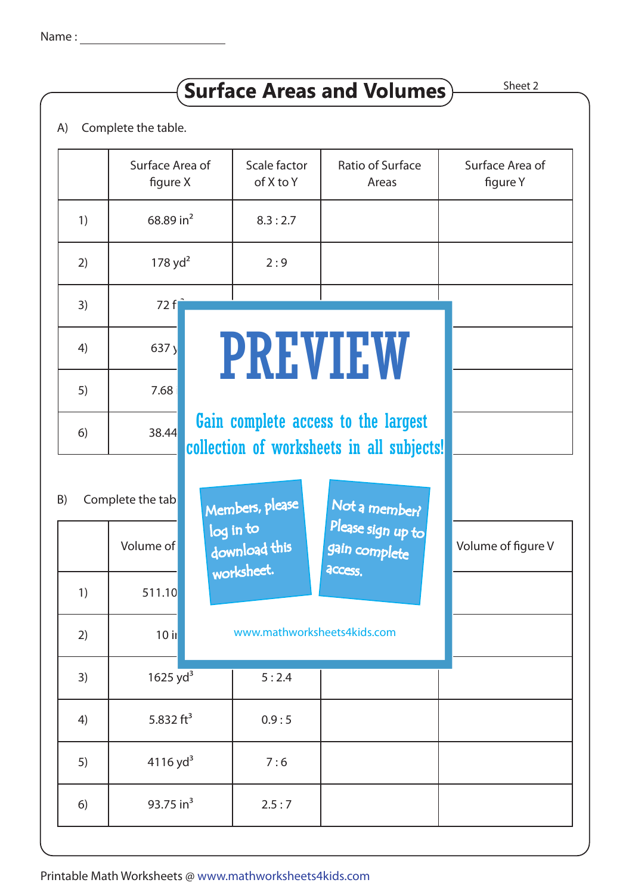Name : ______________________

# Surface Areas and Volumes

Sheet 2

A) Complete the table.

| | Surface Area of figure X | Scale factor of X to Y | Ratio of Surface Areas | Surface Area of figure Y |
|---|---|---|---|---|
| 1) | 68.89 in$^2$ | 8.3 : 2.7 | | |
| 2) | 178 yd$^2$ | 2 : 9 | | |
| 3) | 72 f | | | |
| 4) | 637 y | | | |
| 5) | 7.68 | | | |
| 6) | 38.44 | | | |

# PREVIEW

Gain complete access to the largest collection of worksheets in all subjects!

Members, please log in to download this worksheet.

Not a member? Please sign up to gain complete access.

www.mathworksheets4kids.com

B) Complete the tab

| | Volume of | | | Volume of figure V |
|---|---|---|---|---|
| 1) | 511.10 | | | |
| 2) | 10 i | | | |
| 3) | 1625 yd$^3$ | 5 : 2.4 | | |
| 4) | 5.832 ft$^3$ | 0.9 : 5 | | |
| 5) | 4116 yd$^3$ | 7 : 6 | | |
| 6) | 93.75 in$^3$ | 2.5 : 7 | | |

Printable Math Worksheets @ www.mathworksheets4kids.com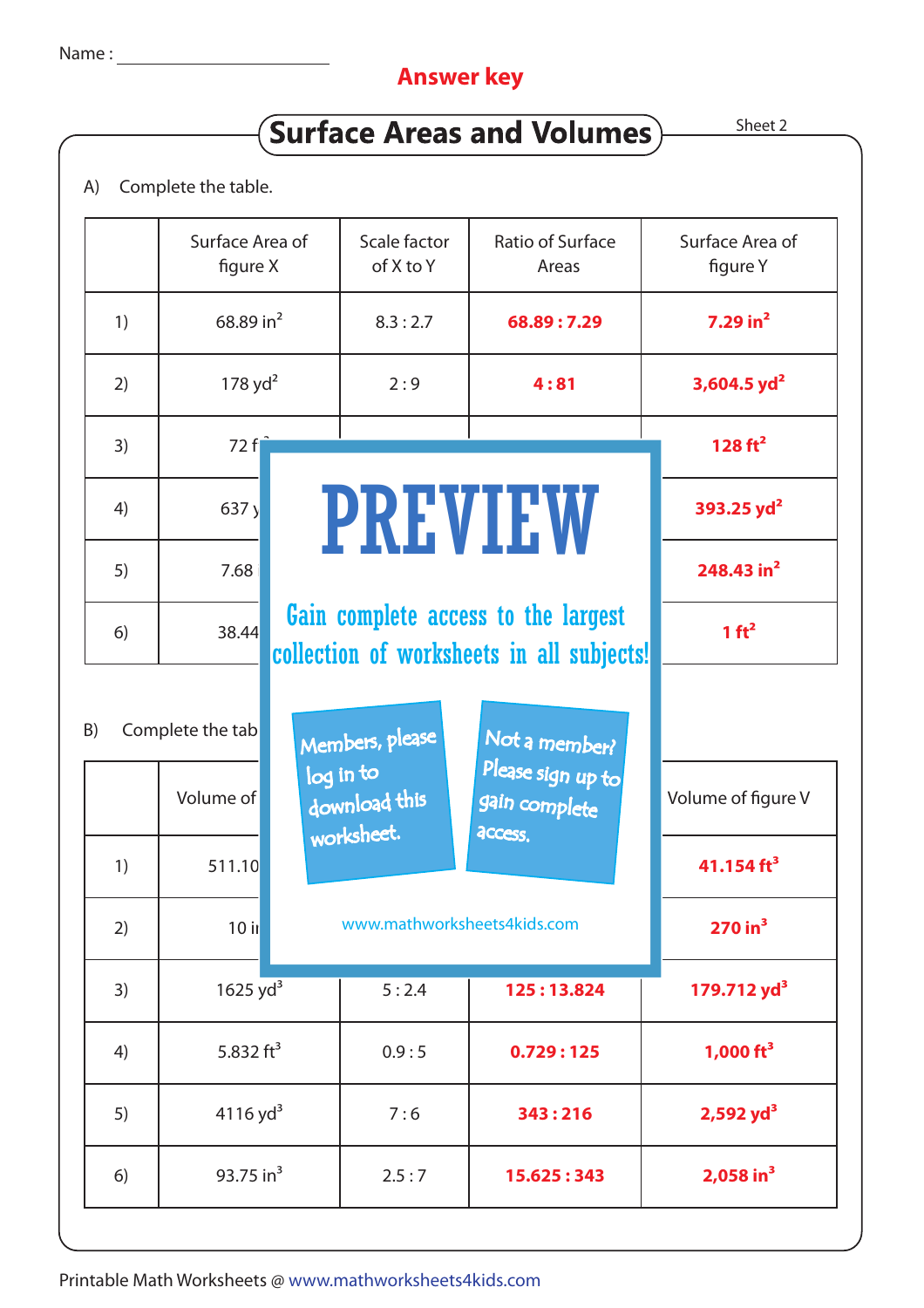Name :

**Answer key**

# Surface Areas and Volumes

Sheet 2

A) Complete the table.

| | Surface Area of figure X | Scale factor of X to Y | Ratio of Surface Areas | Surface Area of figure Y |
|---|---|---|---|---|
| 1) | 68.89 $in^2$ | 8.3 : 2.7 | **68.89 : 7.29** | **7.29 $in^2$** |
| 2) | 178 $yd^2$ | 2 : 9 | **4 : 81** | **3,604.5 $yd^2$** |
| 3) | 72 f | | | **128 $ft^2$** |
| 4) | 637 y | | | **393.25 $yd^2$** |
| 5) | 7.68 | | | **248.43 $in^2$** |
| 6) | 38.44 | | | **1 $ft^2$** |

PREVIEW

Gain complete access to the largest collection of worksheets in all subjects!

Members, please log in to download this worksheet.

Not a member? Please sign up to gain complete access.

www.mathworksheets4kids.com

B) Complete the tab

| | Volume of | | | Volume of figure V |
|---|---|---|---|---|
| 1) | 511.10 | | | **41.154 $ft^3$** |
| 2) | 10 i | | | **270 $in^3$** |
| 3) | 1625 $yd^3$ | 5 : 2.4 | **125 : 13.824** | **179.712 $yd^3$** |
| 4) | 5.832 $ft^3$ | 0.9 : 5 | **0.729 : 125** | **1,000 $ft^3$** |
| 5) | 4116 $yd^3$ | 7 : 6 | **343 : 216** | **2,592 $yd^3$** |
| 6) | 93.75 $in^3$ | 2.5 : 7 | **15.625 : 343** | **2,058 $in^3$** |

Printable Math Worksheets @ www.mathworksheets4kids.com